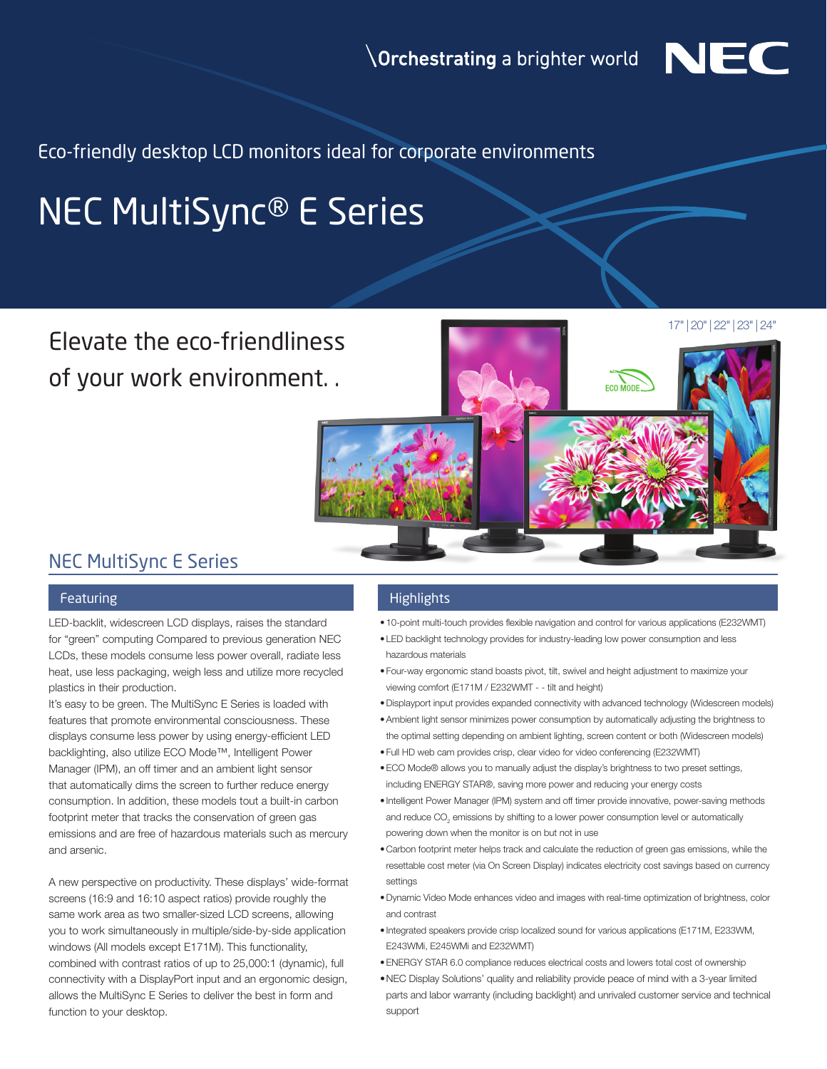\Orchestrating a brighter world NEC

Eco-friendly desktop LCD monitors ideal for corporate environments

# NEC MultiSync® E Series

## Elevate the eco-friendliness of your work environment. .

17" | 20" | 22" | 23" | 24"

ECO MODE

## NEC MultiSync E Series

### Featuring

LED-backlit, widescreen LCD displays, raises the standard for "green" computing Compared to previous generation NEC LCDs, these models consume less power overall, radiate less heat, use less packaging, weigh less and utilize more recycled plastics in their production.

It's easy to be green. The MultiSync E Series is loaded with features that promote environmental consciousness. These displays consume less power by using energy-efficient LED backlighting, also utilize ECO Mode™, Intelligent Power Manager (IPM), an off timer and an ambient light sensor that automatically dims the screen to further reduce energy consumption. In addition, these models tout a built-in carbon footprint meter that tracks the conservation of green gas emissions and are free of hazardous materials such as mercury and arsenic.

A new perspective on productivity. These displays' wide-format screens (16:9 and 16:10 aspect ratios) provide roughly the same work area as two smaller-sized LCD screens, allowing you to work simultaneously in multiple/side-by-side application windows (All models except E171M). This functionality, combined with contrast ratios of up to 25,000:1 (dynamic), full connectivity with a DisplayPort input and an ergonomic design, allows the MultiSync E Series to deliver the best in form and function to your desktop.

### Highlights

- 10-point multi-touch provides flexible navigation and control for various applications (E232WMT)
- LED backlight technology provides for industry-leading low power consumption and less hazardous materials
- Four-way ergonomic stand boasts pivot, tilt, swivel and height adjustment to maximize your viewing comfort (E171M / E232WMT - - tilt and height)
- Displayport input provides expanded connectivity with advanced technology (Widescreen models)
- Ambient light sensor minimizes power consumption by automatically adjusting the brightness to the optimal setting depending on ambient lighting, screen content or both (Widescreen models)
- Full HD web cam provides crisp, clear video for video conferencing (E232WMT)
- ECO Mode® allows you to manually adjust the display's brightness to two preset settings, including ENERGY STAR®, saving more power and reducing your energy costs
- Intelligent Power Manager (IPM) system and off timer provide innovative, power-saving methods and reduce $CO_2$ emissions by shifting to a lower power consumption level or automatically powering down when the monitor is on but not in use
- Carbon footprint meter helps track and calculate the reduction of green gas emissions, while the resettable cost meter (via On Screen Display) indicates electricity cost savings based on currency settings
- Dynamic Video Mode enhances video and images with real-time optimization of brightness, color and contrast
- Integrated speakers provide crisp localized sound for various applications (E171M, E233WM, E243WMi, E245WMi and E232WMT)
- ENERGY STAR 6.0 compliance reduces electrical costs and lowers total cost of ownership
- NEC Display Solutions' quality and reliability provide peace of mind with a 3-year limited parts and labor warranty (including backlight) and unrivaled customer service and technical support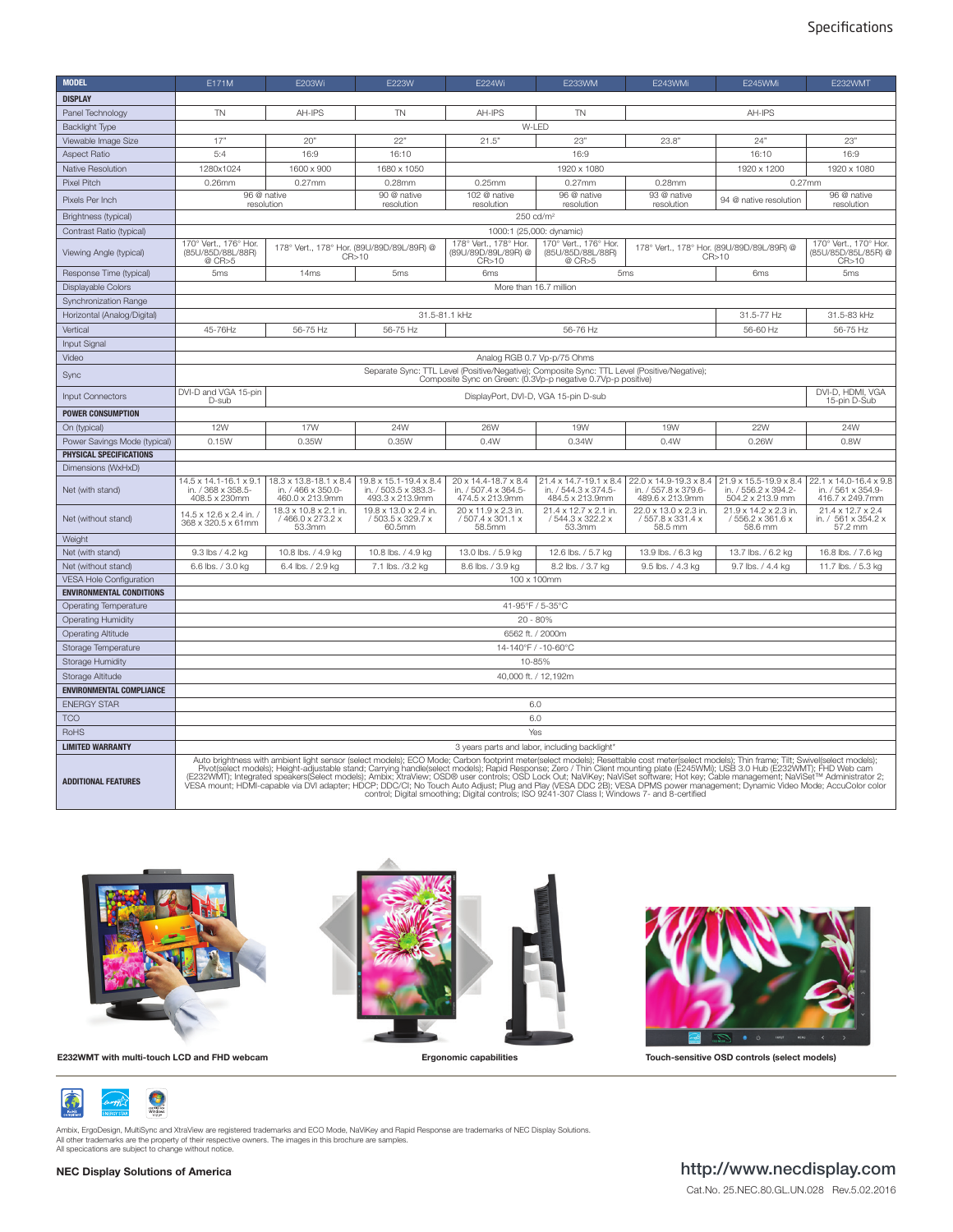## Specifications

| MODEL | E171M | E203Wi | E223W | E224Wi | E233WM | E243WMi | E245WMi | E232WMT |
|---|---|---|---|---|---|---|---|---|
| **DISPLAY** | | | | | | | | |
| Panel Technology | TN | AH-IPS | TN | AH-IPS | TN | AH-IPS | AH-IPS | AH-IPS |
| Backlight Type | W-LED | W-LED | W-LED | W-LED | W-LED | W-LED | W-LED | W-LED |
| Viewable Image Size | 17" | 20" | 22" | 21.5" | 23" | 23.8" | 24" | 23" |
| Aspect Ratio | 5:4 | 16:9 | 16:10 | 16:9 | 16:9 | 16:9 | 16:10 | 16:9 |
| Native Resolution | 1280x1024 | 1600 x 900 | 1680 x 1050 | 1920 x 1080 | 1920 x 1080 | 1920 x 1080 | 1920 x 1200 | 1920 x 1080 |
| Pixel Pitch | 0.26mm | 0.27mm | 0.28mm | 0.25mm | 0.27mm | 0.28mm | 0.27mm | 0.27mm |
| Pixels Per Inch | 96 @ native resolution | 96 @ native resolution | 90 @ native resolution | 102 @ native resolution | 96 @ native resolution | 93 @ native resolution | 94 @ native resolution | 96 @ native resolution |
| Brightness (typical) | 250 cd/m² | 250 cd/m² | 250 cd/m² | 250 cd/m² | 250 cd/m² | 250 cd/m² | 250 cd/m² | 250 cd/m² |
| Contrast Ratio (typical) | 1000:1 (25,000: dynamic) | 1000:1 (25,000: dynamic) | 1000:1 (25,000: dynamic) | 1000:1 (25,000: dynamic) | 1000:1 (25,000: dynamic) | 1000:1 (25,000: dynamic) | 1000:1 (25,000: dynamic) | 1000:1 (25,000: dynamic) |
| Viewing Angle (typical) | 170° Vert., 176° Hor. (85U/85D/88L/88R) @ CR>5 | 178° Vert., 178° Hor. (89U/89D/89L/89R) @ CR>10 | 178° Vert., 178° Hor. (89U/89D/89L/89R) @ CR>10 | 178° Vert., 178° Hor. (89U/89D/89L/89R) @ CR>10 | 170° Vert., 176° Hor. (85U/85D/88L/88R) @ CR>5 | 178° Vert., 178° Hor. (89U/89D/89L/89R) @ CR>10 | 178° Vert., 178° Hor. (89U/89D/89L/89R) @ CR>10 | 170° Vert., 170° Hor. (85U/85D/85L/85R) @ CR>10 |
| Response Time (typical) | 5ms | 14ms | 5ms | 6ms | 5ms | 5ms | 6ms | 5ms |
| Displayable Colors | More than 16.7 million | More than 16.7 million | More than 16.7 million | More than 16.7 million | More than 16.7 million | More than 16.7 million | More than 16.7 million | More than 16.7 million |
| Synchronization Range | | | | | | | | |
| Horizontal (Analog/Digital) | 31.5-81.1 kHz | 31.5-81.1 kHz | 31.5-81.1 kHz | 31.5-81.1 kHz | 31.5-81.1 kHz | 31.5-81.1 kHz | 31.5-77 Hz | 31.5-83 kHz |
| Vertical | 45-76Hz | 56-75 Hz | 56-75 Hz | 56-76 Hz | 56-76 Hz | 56-76 Hz | 56-60 Hz | 56-75 Hz |
| Input Signal | | | | | | | | |
| Video | Analog RGB 0.7 Vp-p/75 Ohms | Analog RGB 0.7 Vp-p/75 Ohms | Analog RGB 0.7 Vp-p/75 Ohms | Analog RGB 0.7 Vp-p/75 Ohms | Analog RGB 0.7 Vp-p/75 Ohms | Analog RGB 0.7 Vp-p/75 Ohms | Analog RGB 0.7 Vp-p/75 Ohms | Analog RGB 0.7 Vp-p/75 Ohms |
| Sync | Separate Sync: TTL Level (Positive/Negative); Composite Sync: TTL Level (Positive/Negative); Composite Sync on Green: (0.3Vp-p negative 0.7Vp-p positive) | Separate Sync: TTL Level (Positive/Negative); Composite Sync: TTL Level (Positive/Negative); Composite Sync on Green: (0.3Vp-p negative 0.7Vp-p positive) | Separate Sync: TTL Level (Positive/Negative); Composite Sync: TTL Level (Positive/Negative); Composite Sync on Green: (0.3Vp-p negative 0.7Vp-p positive) | Separate Sync: TTL Level (Positive/Negative); Composite Sync: TTL Level (Positive/Negative); Composite Sync on Green: (0.3Vp-p negative 0.7Vp-p positive) | Separate Sync: TTL Level (Positive/Negative); Composite Sync: TTL Level (Positive/Negative); Composite Sync on Green: (0.3Vp-p negative 0.7Vp-p positive) | Separate Sync: TTL Level (Positive/Negative); Composite Sync: TTL Level (Positive/Negative); Composite Sync on Green: (0.3Vp-p negative 0.7Vp-p positive) | Separate Sync: TTL Level (Positive/Negative); Composite Sync: TTL Level (Positive/Negative); Composite Sync on Green: (0.3Vp-p negative 0.7Vp-p positive) | Separate Sync: TTL Level (Positive/Negative); Composite Sync: TTL Level (Positive/Negative); Composite Sync on Green: (0.3Vp-p negative 0.7Vp-p positive) |
| Input Connectors | DVI-D and VGA 15-pin D-sub | DisplayPort, DVI-D, VGA 15-pin D-sub | DisplayPort, DVI-D, VGA 15-pin D-sub | DisplayPort, DVI-D, VGA 15-pin D-sub | DisplayPort, DVI-D, VGA 15-pin D-sub | DisplayPort, DVI-D, VGA 15-pin D-sub | DisplayPort, DVI-D, VGA 15-pin D-sub | DVI-D, HDMI, VGA 15-pin D-Sub |
| **POWER CONSUMPTION** | | | | | | | | |
| On (typical) | 12W | 17W | 24W | 26W | 19W | 19W | 22W | 24W |
| Power Savings Mode (typical) | 0.15W | 0.35W | 0.35W | 0.4W | 0.34W | 0.4W | 0.26W | 0.8W |
| **PHYSICAL SPECIFICATIONS** | | | | | | | | |
| Dimensions (WxHxD) | | | | | | | | |
| Net (with stand) | 14.5 x 14.1-16.1 x 9.1 in. / 368 x 358.5-408.5 x 230mm | 18.3 x 13.8-18.1 x 8.4 in. / 466 x 350.0-460.0 x 213.9mm | 19.8 x 15.1-19.4 x 8.4 in. / 503.5 x 383.3-493.3 x 213.9mm | 20 x 14.4-18.7 x 8.4 in. / 507.4 x 364.5-474.5 x 213.9mm | 21.4 x 14.7-19.1 x 8.4 in. / 544.3 x 374.5-484.5 x 213.9mm | 22.0 x 14.9-19.3 x 8.4 in. / 557.8 x 379.6-489.6 x 213.9mm | 21.9 x 15.5-19.9 x 8.4 in. / 556.2 x 394.2-504.2 x 213.9 mm | 22.1 x 14.0-16.4 x 9.8 in. / 561 x 354.9-416.7 x 249.7mm |
| Net (without stand) | 14.5 x 12.6 x 2.4 in. / 368 x 320.5 x 61mm | 18.3 x 10.8 x 2.1 in. / 466.0 x 273.2 x 53.3mm | 19.8 x 13.0 x 2.4 in. / 503.5 x 329.7 x 60.5mm | 20 x 11.9 x 2.3 in. / 507.4 x 301.1 x 58.5mm | 21.4 x 12.7 x 2.1 in. / 544.3 x 322.2 x 53.3mm | 22.0 x 13.0 x 2.3 in. / 557.8 x 331.4 x 58.5 mm | 21.9 x 14.2 x 2.3 in. / 556.2 x 361.6 x 58.6 mm | 21.4 x 12.7 x 2.4 in. / 561 x 354.2 x 57.2 mm |
| Weight | | | | | | | | |
| Net (with stand) | 9.3 lbs / 4.2 kg | 10.8 lbs. / 4.9 kg | 10.8 lbs. / 4.9 kg | 13.0 lbs. / 5.9 kg | 12.6 lbs. / 5.7 kg | 13.9 lbs. / 6.3 kg | 13.7 lbs. / 6.2 kg | 16.8 lbs. / 7.6 kg |
| Net (without stand) | 6.6 lbs. / 3.0 kg | 6.4 lbs. / 2.9 kg | 7.1 lbs. /3.2 kg | 8.6 lbs. / 3.9 kg | 8.2 lbs. / 3.7 kg | 9.5 lbs. / 4.3 kg | 9.7 lbs. / 4.4 kg | 11.7 lbs. / 5.3 kg |
| VESA Hole Configuration | 100 x 100mm | 100 x 100mm | 100 x 100mm | 100 x 100mm | 100 x 100mm | 100 x 100mm | 100 x 100mm | 100 x 100mm |
| **ENVIRONMENTAL CONDITIONS** | | | | | | | | |
| Operating Temperature | 41-95°F / 5-35°C | 41-95°F / 5-35°C | 41-95°F / 5-35°C | 41-95°F / 5-35°C | 41-95°F / 5-35°C | 41-95°F / 5-35°C | 41-95°F / 5-35°C | 41-95°F / 5-35°C |
| Operating Humidity | 20 - 80% | 20 - 80% | 20 - 80% | 20 - 80% | 20 - 80% | 20 - 80% | 20 - 80% | 20 - 80% |
| Operating Altitude | 6562 ft. / 2000m | 6562 ft. / 2000m | 6562 ft. / 2000m | 6562 ft. / 2000m | 6562 ft. / 2000m | 6562 ft. / 2000m | 6562 ft. / 2000m | 6562 ft. / 2000m |
| Storage Temperature | 14-140°F / -10-60°C | 14-140°F / -10-60°C | 14-140°F / -10-60°C | 14-140°F / -10-60°C | 14-140°F / -10-60°C | 14-140°F / -10-60°C | 14-140°F / -10-60°C | 14-140°F / -10-60°C |
| Storage Humidity | 10-85% | 10-85% | 10-85% | 10-85% | 10-85% | 10-85% | 10-85% | 10-85% |
| Storage Altitude | 40,000 ft. / 12,192m | 40,000 ft. / 12,192m | 40,000 ft. / 12,192m | 40,000 ft. / 12,192m | 40,000 ft. / 12,192m | 40,000 ft. / 12,192m | 40,000 ft. / 12,192m | 40,000 ft. / 12,192m |
| **ENVIRONMENTAL COMPLIANCE** | | | | | | | | |
| ENERGY STAR | 6.0 | 6.0 | 6.0 | 6.0 | 6.0 | 6.0 | 6.0 | 6.0 |
| TCO | 6.0 | 6.0 | 6.0 | 6.0 | 6.0 | 6.0 | 6.0 | 6.0 |
| RoHS | Yes | Yes | Yes | Yes | Yes | Yes | Yes | Yes |
| **LIMITED WARRANTY** | 3 years parts and labor, including backlight* | 3 years parts and labor, including backlight* | 3 years parts and labor, including backlight* | 3 years parts and labor, including backlight* | 3 years parts and labor, including backlight* | 3 years parts and labor, including backlight* | 3 years parts and labor, including backlight* | 3 years parts and labor, including backlight* |
| **ADDITIONAL FEATURES** | Auto brightness with ambient light sensor (select models); ECO Mode; Carbon footprint meter(select models); Resettable cost meter(select models); Thin frame; Tilt; Swivel(select models); Pivot(select models); Height-adjustable stand; Carrying handle(select models); Rapid Response; Zero / Thin Client mounting plate (E245WMi); USB 3.0 Hub (E232WMT); FHD Web cam (E232WMT); Integrated speakers(Select models); Ambix; XtraView; OSD® user controls; OSD Lock Out; NaViKey; NaViSet software; Hot key; Cable management; NaViSet™ Administrator 2; VESA mount; HDMI-capable via DVI adapter; HDCP; DDC/CI; No Touch Auto Adjust; Plug and Play (VESA DDC 2B); VESA DPMS power management; Dynamic Video Mode; AccuColor color control; Digital smoothing; Digital controls; ISO 9241-307 Class I; Windows 7- and 8-certified | | | | | | | |

E232WMT with multi-touch LCD and FHD webcam

Ergonomic capabilities

Touch-sensitive OSD controls (select models)

Ambix, ErgoDesign, MultiSync and XtraView are registered trademarks and ECO Mode, NaViKey and Rapid Response are trademarks of NEC Display Solutions.
All other trademarks are the property of their respective owners. The images in this brochure are samples.
All specications are subject to change without notice.

**NEC Display Solutions of America**

http://www.necdisplay.com

Cat.No. 25.NEC.80.GL.UN.028 Rev.5.02.2016